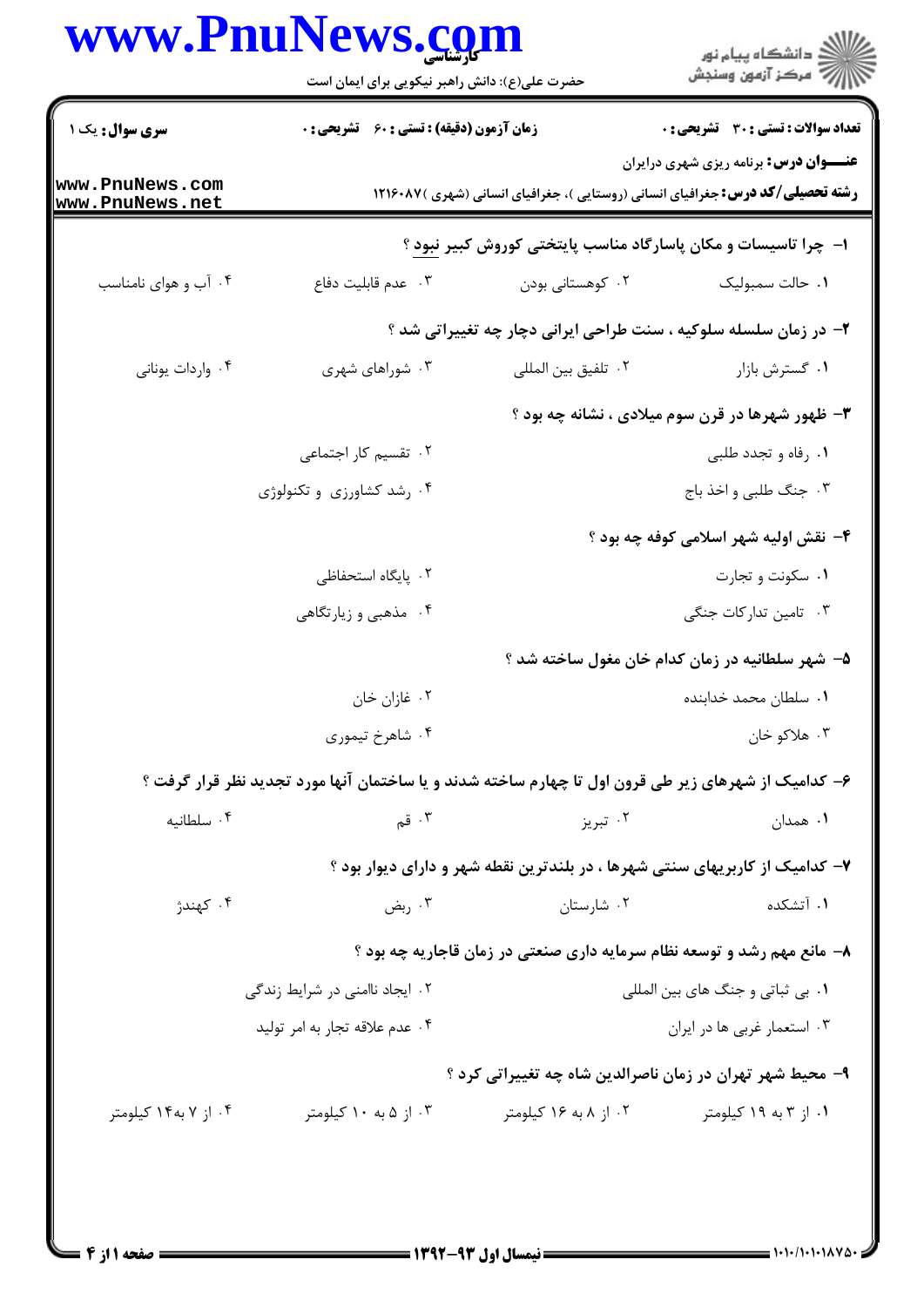**سری سوال:** یک ۱

**زمان آزمون (دقیقه) : تستی : ۶۰ تشریحی : ۰**

**تعداد سوالات : تستی : ۳۰ تشریحی : ۰**

**عنـــوان درس:** برنامه ریزی شهری درایران

**رشته تحصیلی/کد درس:** جغرافیای انسانی (روستایی )، جغرافیای انسانی (شهری )۱۲۱۶۰۸۷

**۱- چرا تاسیسات و مکان پاسارگاد مناسب پایتختی کوروش کبیر نبود ؟**

۱. حالت سمبولیک
۲. کوهستانی بودن
۳. عدم قابلیت دفاع
۴. آب و هوای نامناسب

**۲- در زمان سلسله سلوکیه ، سنت طراحی ایرانی دچار چه تغییراتی شد ؟**

۱. گسترش بازار
۲. تلفیق بین المللی
۳. شوراهای شهری
۴. واردات یونانی

**۳- ظهور شهرها در قرن سوم میلادی ، نشانه چه بود ؟**

۱. رفاه و تجدد طلبی
۲. تقسیم کار اجتماعی
۳. جنگ طلبی و اخذ باج
۴. رشد کشاورزی و تکنولوژی

**۴- نقش اولیه شهر اسلامی کوفه چه بود ؟**

۱. سکونت و تجارت
۲. پایگاه استحفاظی
۳. تامین تدارکات جنگی
۴. مذهبی و زیارتگاهی

**۵- شهر سلطانیه در زمان کدام خان مغول ساخته شد ؟**

۱. سلطان محمد خدابنده
۲. غازان خان
۳. هلاکو خان
۴. شاهرخ تیموری

**۶- کدامیک از شهرهای زیر طی قرون اول تا چهارم ساخته شدند و یا ساختمان آنها مورد تجدید نظر قرار گرفت ؟**

۱. همدان
۲. تبریز
۳. قم
۴. سلطانیه

**۷- کدامیک از کاربریهای سنتی شهرها ، در بلندترین نقطه شهر و دارای دیوار بود ؟**

۱. آتشکده
۲. شارستان
۳. ربض
۴. کهندژ

**۸- مانع مهم رشد و توسعه نظام سرمایه داری صنعتی در زمان قاجاریه چه بود ؟**

۱. بی ثباتی و جنگ های بین المللی
۲. ایجاد ناامنی در شرایط زندگی
۳. استعمار غربی ها در ایران
۴. عدم علاقه تجار به امر تولید

**۹- محیط شهر تهران در زمان ناصرالدین شاه چه تغییراتی کرد ؟**

۱. از ۳ به ۱۹ کیلومتر
۲. از ۸ به ۱۶ کیلومتر
۳. از ۵ به ۱۰ کیلومتر
۴. از ۷ به۱۴ کیلومتر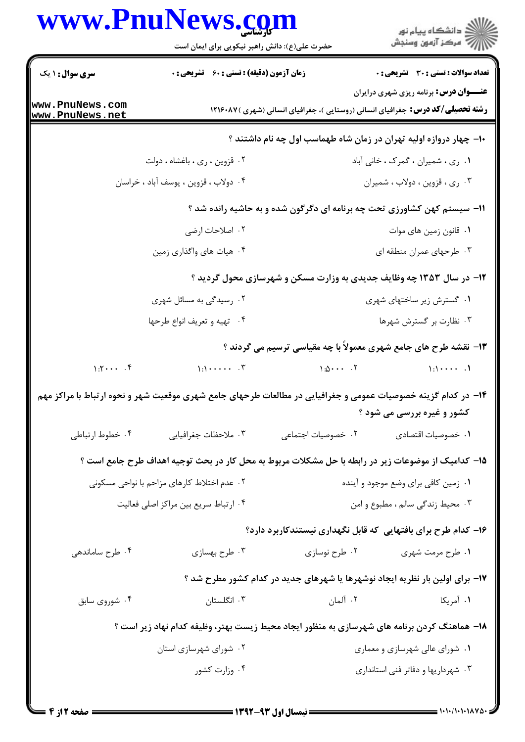**سری سوال:** ۱ یک | **زمان آزمون (دقیقه) : تستی :** ۶۰ **تشریحی :** ۰ | **تعداد سوالات : تستی :** ۳۰ **تشریحی :** ۰

**عنـــوان درس:** برنامه ریزی شهری درایران

**رشته تحصیلی/کد درس:** جغرافیای انسانی (روستایی )، جغرافیای انسانی (شهری )۱۲۱۶۰۸۷

۱۰- چهار دروازه اولیه تهران در زمان شاه طهماسب اول چه نام داشتند ؟

۱. ری ، شمیران ، گمرک ، خانی آباد
۲. قزوین ، ری ، باغشاه ، دولت
۳. ری ، قزوین ، دولاب ، شمیران
۴. دولاب ، قزوین ، یوسف آباد ، خراسان

۱۱- سیستم کهن کشاورزی تحت چه برنامه ای دگرگون شده و به حاشیه رانده شد ؟

۱. قانون زمین های موات
۲. اصلاحات ارضی
۳. طرحهای عمران منطقه ای
۴. هیات های واگذاری زمین

۱۲- در سال ۱۳۵۳ چه وظایف جدیدی به وزارت مسکن و شهرسازی محول گردید ؟

۱. گسترش زیر ساختهای شهری
۲. رسیدگی به مسائل شهری
۳. نظارت بر گسترش شهرها
۴. تهیه و تعریف انواع طرحها

۱۳- نقشه طرح های جامع شهری معمولاً با چه مقیاسی ترسیم می گردند ؟

۱. ۱:۱۰۰۰۰
۲. ۱:۵۰۰۰
۳. ۱:۱۰۰۰۰۰۰
۴. ۱:۲۰۰۰

۱۴- در کدام گزینه خصوصیات عمومی و جغرافیایی در مطالعات طرحهای جامع شهری موقعیت شهر و نحوه ارتباط با مراکز مهم کشور و غیره بررسی می شود ؟

۱. خصوصیات اقتصادی
۲. خصوصیات اجتماعی
۳. ملاحظات جغرافیایی
۴. خطوط ارتباطی

۱۵- کدامیک از موضوعات زیر در رابطه با حل مشکلات مربوط به محل کار در بحث توجیه اهداف طرح جامع است ؟

۱. زمین کافی برای وضع موجود و آینده
۲. عدم اختلاط کارهای مزاحم با نواحی مسکونی
۳. محیط زندگی سالم ، مطبوع و امن
۴. ارتباط سریع بین مراکز اصلی فعالیت

۱۶- کدام طرح برای بافتهایی که قابل نگهداری نیستندکاربرد دارد؟

۱. طرح مرمت شهری
۲. طرح نوسازی
۳. طرح بهسازی
۴. طرح ساماندهی

۱۷- برای اولین بار نظریه ایجاد نوشهرها یا شهرهای جدید در کدام کشور مطرح شد ؟

۱. آمریکا
۲. آلمان
۳. انگلستان
۴. شوروی سابق

۱۸- هماهنگ کردن برنامه های شهرسازی به منظور ایجاد محیط زیست بهتر، وظیفه کدام نهاد زیر است ؟

۱. شورای عالی شهرسازی و معماری
۲. شورای شهرسازی استان
۳. شهرداریها و دفاتر فنی استانداری
۴. وزارت کشور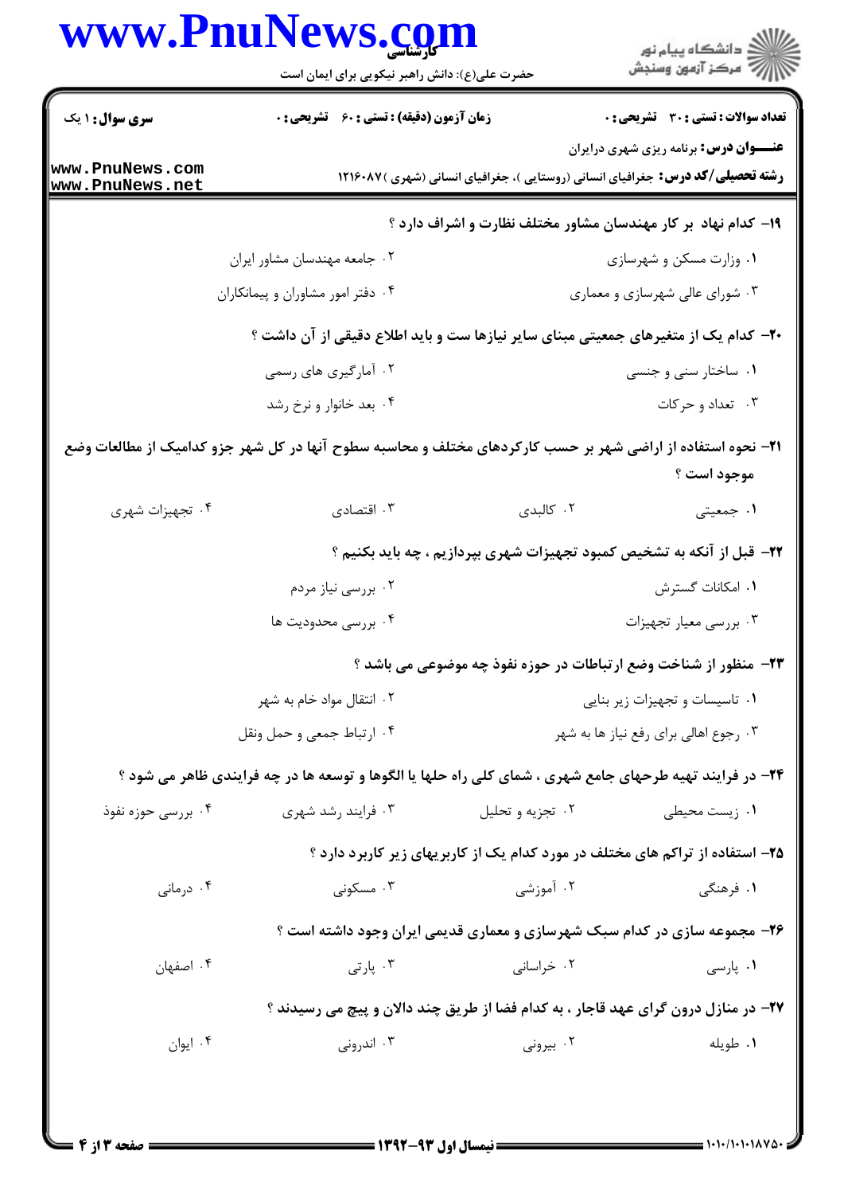۱۹- کدام نهاد بر کار مهندسان مشاور مختلف نظارت و اشراف دارد ؟

۱. وزارت مسکن و شهرسازی
۲. جامعه مهندسان مشاور ایران
۳. شورای عالی شهرسازی و معماری
۴. دفتر امور مشاوران و پیمانکاران

۲۰- کدام یک از متغیرهای جمعیتی مبنای سایر نیازها ست و باید اطلاع دقیقی از آن داشت ؟

۱. ساختار سنی و جنسی
۲. آمارگیری های رسمی
۳. تعداد و حرکات
۴. بعد خانوار و نرخ رشد

۲۱- نحوه استفاده از اراضی شهر بر حسب کارکردهای مختلف و محاسبه سطوح آنها در کل شهر جزو کدامیک از مطالعات وضع موجود است ؟

۱. جمعیتی
۲. کالبدی
۳. اقتصادی
۴. تجهیزات شهری

۲۲- قبل از آنکه به تشخیص کمبود تجهیزات شهری بپردازیم ، چه باید بکنیم ؟

۱. امکانات گسترش
۲. بررسی نیاز مردم
۳. بررسی معیار تجهیزات
۴. بررسی محدودیت ها

۲۳- منظور از شناخت وضع ارتباطات در حوزه نفوذ چه موضوعی می باشد ؟

۱. تاسیسات و تجهیزات زیر بنایی
۲. انتقال مواد خام به شهر
۳. رجوع اهالی برای رفع نیاز ها به شهر
۴. ارتباط جمعی و حمل ونقل

۲۴- در فرایند تهیه طرحهای جامع شهری ، شمای کلی راه حلها یا الگوها و توسعه ها در چه فرایندی ظاهر می شود ؟

۱. زیست محیطی
۲. تجزیه و تحلیل
۳. فرایند رشد شهری
۴. بررسی حوزه نفوذ

۲۵- استفاده از تراکم های مختلف در مورد کدام یک از کاربریهای زیر کاربرد دارد ؟

۱. فرهنگی
۲. آموزشی
۳. مسکونی
۴. درمانی

۲۶- مجموعه سازی در کدام سبک شهرسازی و معماری قدیمی ایران وجود داشته است ؟

۱. پارسی
۲. خراسانی
۳. پارتی
۴. اصفهان

۲۷- در منازل درون گرای عهد قاجار ، به کدام فضا از طریق چند دالان و پیچ می رسیدند ؟

۱. طویله
۲. بیرونی
۳. اندرونی
۴. ایوان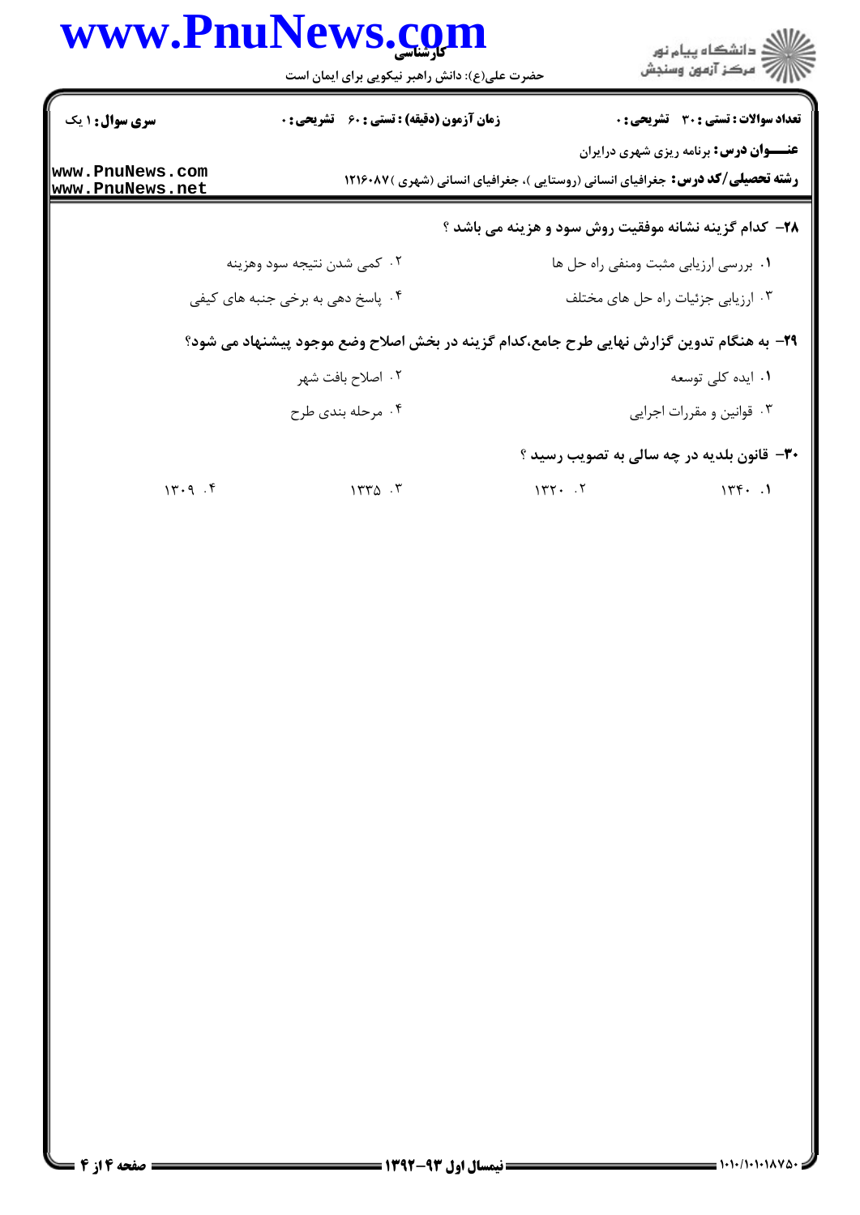**تعداد سوالات : تستی : ۳۰ تشریحی : ۰** | **زمان آزمون (دقیقه) : تستی : ۶۰ تشریحی : ۰** | **سری سوال : ۱ یک**

**عنـــوان درس:** برنامه ریزی شهری درایران

**رشته تحصیلی/کد درس:** جغرافیای انسانی (روستایی )، جغرافیای انسانی (شهری )۱۲۱۶۰۸۷

**۲۸- کدام گزینه نشانه موفقیت روش سود و هزینه می باشد ؟**

۱. بررسی ارزیابی مثبت ومنفی راه حل ها

۲. کمی شدن نتیجه سود وهزینه

۳. ارزیابی جزئیات راه حل های مختلف

۴. پاسخ دهی به برخی جنبه های کیفی

**۲۹- به هنگام تدوین گزارش نهایی طرح جامع،کدام گزینه در بخش اصلاح وضع موجود پیشنهاد می شود؟**

۱. ایده کلی توسعه

۲. اصلاح بافت شهر

۳. قوانین و مقررات اجرایی

۴. مرحله بندی طرح

**۳۰- قانون بلدیه در چه سالی به تصویب رسید ؟**

۱. ۱۳۴۰

۲. ۱۳۲۰

۳. ۱۳۳۵

۴. ۱۳۰۹